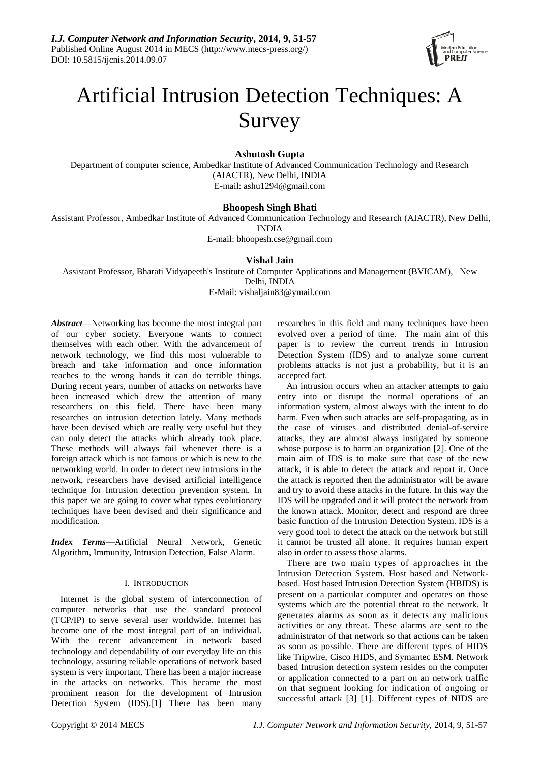# Artificial Intrusion Detection Techniques: A Survey

**Ashutosh Gupta**

Department of computer science, Ambedkar Institute of Advanced Communication Technology and Research (AIACTR), New Delhi, INDIA
E-mail: ashu1294@gmail.com

**Bhoopesh Singh Bhati**

Assistant Professor, Ambedkar Institute of Advanced Communication Technology and Research (AIACTR), New Delhi, INDIA
E-mail: bhoopesh.cse@gmail.com

**Vishal Jain**

Assistant Professor, Bharati Vidyapeeth's Institute of Computer Applications and Management (BVICAM), New Delhi, INDIA
E-Mail: vishaljain83@ymail.com

***Abstract***—Networking has become the most integral part of our cyber society. Everyone wants to connect themselves with each other. With the advancement of network technology, we find this most vulnerable to breach and take information and once information reaches to the wrong hands it can do terrible things. During recent years, number of attacks on networks have been increased which drew the attention of many researchers on this field. There have been many researches on intrusion detection lately. Many methods have been devised which are really very useful but they can only detect the attacks which already took place. These methods will always fail whenever there is a foreign attack which is not famous or which is new to the networking world. In order to detect new intrusions in the network, researchers have devised artificial intelligence technique for Intrusion detection prevention system. In this paper we are going to cover what types evolutionary techniques have been devised and their significance and modification.

***Index Terms***—Artificial Neural Network, Genetic Algorithm, Immunity, Intrusion Detection, False Alarm.

## I. INTRODUCTION

Internet is the global system of interconnection of computer networks that use the standard protocol (TCP/IP) to serve several user worldwide. Internet has become one of the most integral part of an individual. With the recent advancement in network based technology and dependability of our everyday life on this technology, assuring reliable operations of network based system is very important. There has been a major increase in the attacks on networks. This became the most prominent reason for the development of Intrusion Detection System (IDS).[1] There has been many researches in this field and many techniques have been evolved over a period of time. The main aim of this paper is to review the current trends in Intrusion Detection System (IDS) and to analyze some current problems attacks is not just a probability, but it is an accepted fact.

An intrusion occurs when an attacker attempts to gain entry into or disrupt the normal operations of an information system, almost always with the intent to do harm. Even when such attacks are self-propagating, as in the case of viruses and distributed denial-of-service attacks, they are almost always instigated by someone whose purpose is to harm an organization [2]. One of the main aim of IDS is to make sure that case of the new attack, it is able to detect the attack and report it. Once the attack is reported then the administrator will be aware and try to avoid these attacks in the future. In this way the IDS will be upgraded and it will protect the network from the known attack. Monitor, detect and respond are three basic function of the Intrusion Detection System. IDS is a very good tool to detect the attack on the network but still it cannot be trusted all alone. It requires human expert also in order to assess those alarms.

There are two main types of approaches in the Intrusion Detection System. Host based and Network-based. Host based Intrusion Detection System (HBIDS) is present on a particular computer and operates on those systems which are the potential threat to the network. It generates alarms as soon as it detects any malicious activities or any threat. These alarms are sent to the administrator of that network so that actions can be taken as soon as possible. There are different types of HIDS like Tripwire, Cisco HIDS, and Symantec ESM. Network based Intrusion detection system resides on the computer or application connected to a part on an network traffic on that segment looking for indication of ongoing or successful attack [3] [1]. Different types of NIDS are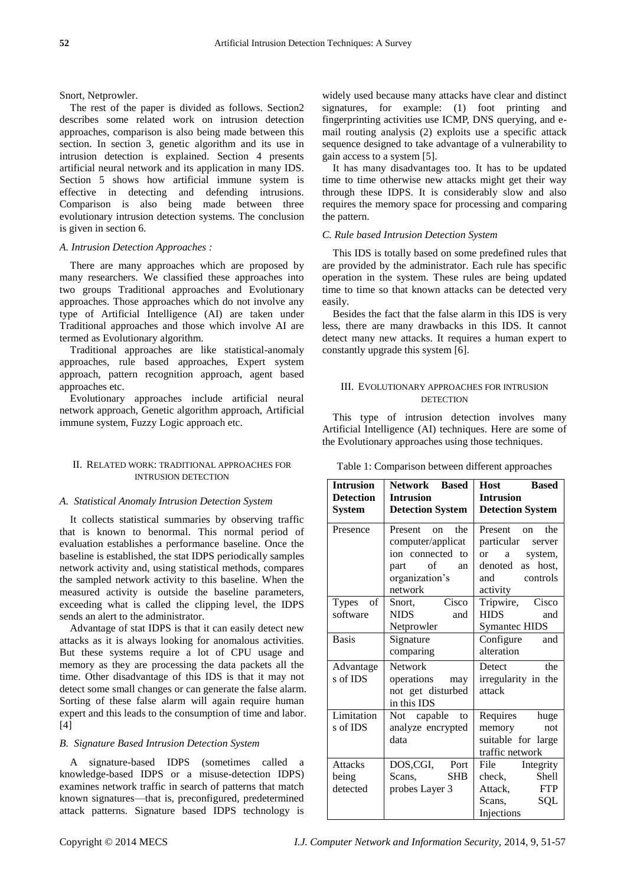Snort, Netprowler.

The rest of the paper is divided as follows. Section2 describes some related work on intrusion detection approaches, comparison is also being made between this section. In section 3, genetic algorithm and its use in intrusion detection is explained. Section 4 presents artificial neural network and its application in many IDS. Section 5 shows how artificial immune system is effective in detecting and defending intrusions. Comparison is also being made between three evolutionary intrusion detection systems. The conclusion is given in section 6.

### *A. Intrusion Detection Approaches :*

There are many approaches which are proposed by many researchers. We classified these approaches into two groups Traditional approaches and Evolutionary approaches. Those approaches which do not involve any type of Artificial Intelligence (AI) are taken under Traditional approaches and those which involve AI are termed as Evolutionary algorithm.

Traditional approaches are like statistical-anomaly approaches, rule based approaches, Expert system approach, pattern recognition approach, agent based approaches etc.

Evolutionary approaches include artificial neural network approach, Genetic algorithm approach, Artificial immune system, Fuzzy Logic approach etc.

## II. Related work: Traditional approaches for intrusion detection

### *A. Statistical Anomaly Intrusion Detection System*

It collects statistical summaries by observing traffic that is known to benormal. This normal period of evaluation establishes a performance baseline. Once the baseline is established, the stat IDPS periodically samples network activity and, using statistical methods, compares the sampled network activity to this baseline. When the measured activity is outside the baseline parameters, exceeding what is called the clipping level, the IDPS sends an alert to the administrator.

Advantage of stat IDPS is that it can easily detect new attacks as it is always looking for anomalous activities. But these systems require a lot of CPU usage and memory as they are processing the data packets all the time. Other disadvantage of this IDS is that it may not detect some small changes or can generate the false alarm. Sorting of these false alarm will again require human expert and this leads to the consumption of time and labor. [4]

### *B. Signature Based Intrusion Detection System*

A signature-based IDPS (sometimes called a knowledge-based IDPS or a misuse-detection IDPS) examines network traffic in search of patterns that match known signatures—that is, preconfigured, predetermined attack patterns. Signature based IDPS technology is widely used because many attacks have clear and distinct signatures, for example: (1) foot printing and fingerprinting activities use ICMP, DNS querying, and e-mail routing analysis (2) exploits use a specific attack sequence designed to take advantage of a vulnerability to gain access to a system [5].

It has many disadvantages too. It has to be updated time to time otherwise new attacks might get their way through these IDPS. It is considerably slow and also requires the memory space for processing and comparing the pattern.

### *C. Rule based Intrusion Detection System*

This IDS is totally based on some predefined rules that are provided by the administrator. Each rule has specific operation in the system. These rules are being updated time to time so that known attacks can be detected very easily.

Besides the fact that the false alarm in this IDS is very less, there are many drawbacks in this IDS. It cannot detect many new attacks. It requires a human expert to constantly upgrade this system [6].

## III. Evolutionary approaches for intrusion detection

This type of intrusion detection involves many Artificial Intelligence (AI) techniques. Here are some of the Evolutionary approaches using those techniques.

Table 1: Comparison between different approaches

| **Intrusion Detection System** | **Network Based Intrusion Detection System** | **Host Based Intrusion Detection System** |
|---|---|---|
| Presence | Present on the computer/application connected to part of an organization's network | Present on the particular server or a system, denoted as host, and controls activity |
| Types of software | Snort, Cisco NIDS and Netprowler | Tripwire, Cisco HIDS and Symantec HIDS |
| Basis | Signature comparing | Configure and alteration |
| Advantages of IDS | Network operations may not get disturbed in this IDS | Detect the irregularity in the attack |
| Limitations of IDS | Not capable to analyze encrypted data | Requires huge memory not suitable for large traffic network |
| Attacks being detected | DOS,CGI, Port Scans, SHB probes Layer 3 | File Integrity check, Shell Attack, FTP Scans, SQL Injections |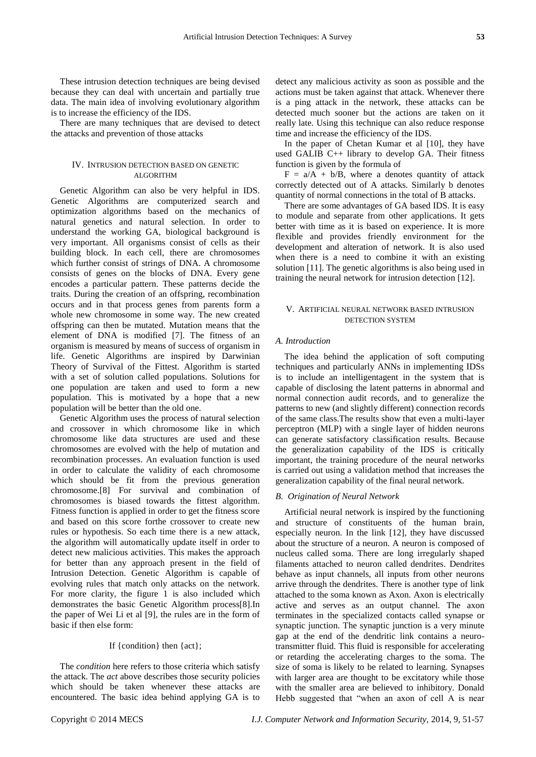These intrusion detection techniques are being devised because they can deal with uncertain and partially true data. The main idea of involving evolutionary algorithm is to increase the efficiency of the IDS.

There are many techniques that are devised to detect the attacks and prevention of those attacks

## IV. Intrusion Detection Based on Genetic Algorithm

Genetic Algorithm can also be very helpful in IDS. Genetic Algorithms are computerized search and optimization algorithms based on the mechanics of natural genetics and natural selection. In order to understand the working GA, biological background is very important. All organisms consist of cells as their building block. In each cell, there are chromosomes which further consist of strings of DNA. A chromosome consists of genes on the blocks of DNA. Every gene encodes a particular pattern. These patterns decide the traits. During the creation of an offspring, recombination occurs and in that process genes from parents form a whole new chromosome in some way. The new created offspring can then be mutated. Mutation means that the element of DNA is modified [7]. The fitness of an organism is measured by means of success of organism in life. Genetic Algorithms are inspired by Darwinian Theory of Survival of the Fittest. Algorithm is started with a set of solution called populations. Solutions for one population are taken and used to form a new population. This is motivated by a hope that a new population will be better than the old one.

Genetic Algorithm uses the process of natural selection and crossover in which chromosome like in which chromosome like data structures are used and these chromosomes are evolved with the help of mutation and recombination processes. An evaluation function is used in order to calculate the validity of each chromosome which should be fit from the previous generation chromosome.[8] For survival and combination of chromosomes is biased towards the fittest algorithm. Fitness function is applied in order to get the fitness score and based on this score forthe crossover to create new rules or hypothesis. So each time there is a new attack, the algorithm will automatically update itself in order to detect new malicious activities. This makes the approach for better than any approach present in the field of Intrusion Detection. Genetic Algorithm is capable of evolving rules that match only attacks on the network. For more clarity, the figure 1 is also included which demonstrates the basic Genetic Algorithm process[8].In the paper of Wei Li et al [9], the rules are in the form of basic if then else form:

If {condition} then {act};

The *condition* here refers to those criteria which satisfy the attack. The *act* above describes those security policies which should be taken whenever these attacks are encountered. The basic idea behind applying GA is to detect any malicious activity as soon as possible and the actions must be taken against that attack. Whenever there is a ping attack in the network, these attacks can be detected much sooner but the actions are taken on it really late. Using this technique can also reduce response time and increase the efficiency of the IDS.

In the paper of Chetan Kumar et al [10], they have used GALIB C++ library to develop GA. Their fitness function is given by the formula of

$F = a/A + b/B$, where a denotes quantity of attack correctly detected out of A attacks. Similarly b denotes quantity of normal connections in the total of B attacks.

There are some advantages of GA based IDS. It is easy to module and separate from other applications. It gets better with time as it is based on experience. It is more flexible and provides friendly environment for the development and alteration of network. It is also used when there is a need to combine it with an existing solution [11]. The genetic algorithms is also being used in training the neural network for intrusion detection [12].

## V. Artificial Neural Network Based Intrusion Detection System

### *A. Introduction*

The idea behind the application of soft computing techniques and particularly ANNs in implementing IDSs is to include an intelligentagent in the system that is capable of disclosing the latent patterns in abnormal and normal connection audit records, and to generalize the patterns to new (and slightly different) connection records of the same class.The results show that even a multi-layer perceptron (MLP) with a single layer of hidden neurons can generate satisfactory classification results. Because the generalization capability of the IDS is critically important, the training procedure of the neural networks is carried out using a validation method that increases the generalization capability of the final neural network.

### *B. Origination of Neural Network*

Artificial neural network is inspired by the functioning and structure of constituents of the human brain, especially neuron. In the link [12], they have discussed about the structure of a neuron. A neuron is composed of nucleus called soma. There are long irregularly shaped filaments attached to neuron called dendrites. Dendrites behave as input channels, all inputs from other neurons arrive through the dendrites. There is another type of link attached to the soma known as Axon. Axon is electrically active and serves as an output channel. The axon terminates in the specialized contacts called synapse or synaptic junction. The synaptic junction is a very minute gap at the end of the dendritic link contains a neuro-transmitter fluid. This fluid is responsible for accelerating or retarding the accelerating charges to the soma. The size of soma is likely to be related to learning. Synapses with larger area are thought to be excitatory while those with the smaller area are believed to inhibitory. Donald Hebb suggested that "when an axon of cell A is near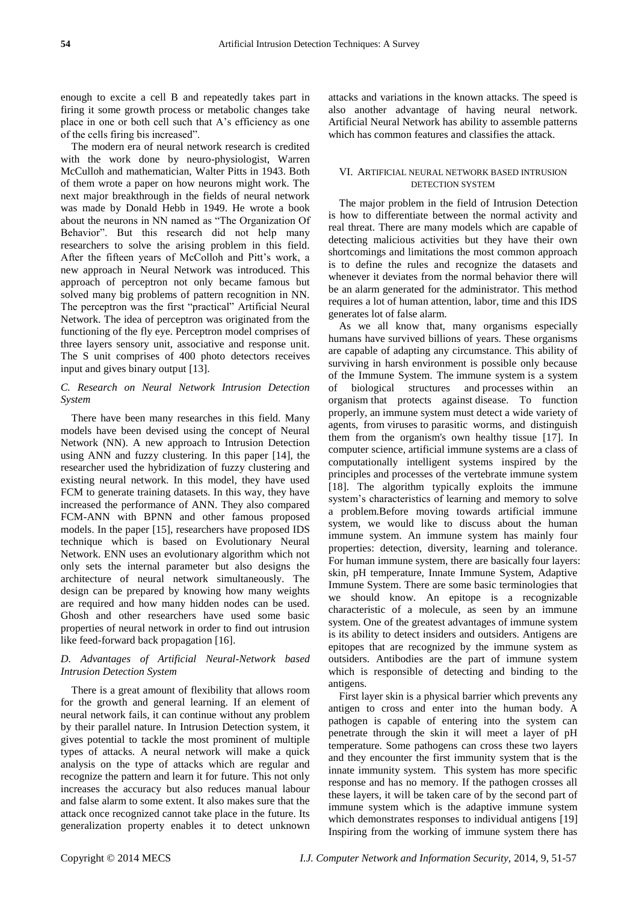enough to excite a cell B and repeatedly takes part in firing it some growth process or metabolic changes take place in one or both cell such that A's efficiency as one of the cells firing bis increased".

The modern era of neural network research is credited with the work done by neuro-physiologist, Warren McCulloh and mathematician, Walter Pitts in 1943. Both of them wrote a paper on how neurons might work. The next major breakthrough in the fields of neural network was made by Donald Hebb in 1949. He wrote a book about the neurons in NN named as "The Organization Of Behavior". But this research did not help many researchers to solve the arising problem in this field. After the fifteen years of McColloh and Pitt's work, a new approach in Neural Network was introduced. This approach of perceptron not only became famous but solved many big problems of pattern recognition in NN. The perceptron was the first "practical" Artificial Neural Network. The idea of perceptron was originated from the functioning of the fly eye. Perceptron model comprises of three layers sensory unit, associative and response unit. The S unit comprises of 400 photo detectors receives input and gives binary output [13].

### *C. Research on Neural Network Intrusion Detection System*

There have been many researches in this field. Many models have been devised using the concept of Neural Network (NN). A new approach to Intrusion Detection using ANN and fuzzy clustering. In this paper [14], the researcher used the hybridization of fuzzy clustering and existing neural network. In this model, they have used FCM to generate training datasets. In this way, they have increased the performance of ANN. They also compared FCM-ANN with BPNN and other famous proposed models. In the paper [15], researchers have proposed IDS technique which is based on Evolutionary Neural Network. ENN uses an evolutionary algorithm which not only sets the internal parameter but also designs the architecture of neural network simultaneously. The design can be prepared by knowing how many weights are required and how many hidden nodes can be used. Ghosh and other researchers have used some basic properties of neural network in order to find out intrusion like feed-forward back propagation [16].

### *D. Advantages of Artificial Neural-Network based Intrusion Detection System*

There is a great amount of flexibility that allows room for the growth and general learning. If an element of neural network fails, it can continue without any problem by their parallel nature. In Intrusion Detection system, it gives potential to tackle the most prominent of multiple types of attacks. A neural network will make a quick analysis on the type of attacks which are regular and recognize the pattern and learn it for future. This not only increases the accuracy but also reduces manual labour and false alarm to some extent. It also makes sure that the attack once recognized cannot take place in the future. Its generalization property enables it to detect unknown attacks and variations in the known attacks. The speed is also another advantage of having neural network. Artificial Neural Network has ability to assemble patterns which has common features and classifies the attack.

## VI. Artificial neural network based intrusion detection system

The major problem in the field of Intrusion Detection is how to differentiate between the normal activity and real threat. There are many models which are capable of detecting malicious activities but they have their own shortcomings and limitations the most common approach is to define the rules and recognize the datasets and whenever it deviates from the normal behavior there will be an alarm generated for the administrator. This method requires a lot of human attention, labor, time and this IDS generates lot of false alarm.

As we all know that, many organisms especially humans have survived billions of years. These organisms are capable of adapting any circumstance. This ability of surviving in harsh environment is possible only because of the Immune System. The immune system is a system of biological structures and processes within an organism that protects against disease. To function properly, an immune system must detect a wide variety of agents, from viruses to parasitic worms, and distinguish them from the organism's own healthy tissue [17]. In computer science, artificial immune systems are a class of computationally intelligent systems inspired by the principles and processes of the vertebrate immune system [18]. The algorithm typically exploits the immune system's characteristics of learning and memory to solve a problem.Before moving towards artificial immune system, we would like to discuss about the human immune system. An immune system has mainly four properties: detection, diversity, learning and tolerance. For human immune system, there are basically four layers: skin, pH temperature, Innate Immune System, Adaptive Immune System. There are some basic terminologies that we should know. An epitope is a recognizable characteristic of a molecule, as seen by an immune system. One of the greatest advantages of immune system is its ability to detect insiders and outsiders. Antigens are epitopes that are recognized by the immune system as outsiders. Antibodies are the part of immune system which is responsible of detecting and binding to the antigens.

First layer skin is a physical barrier which prevents any antigen to cross and enter into the human body. A pathogen is capable of entering into the system can penetrate through the skin it will meet a layer of pH temperature. Some pathogens can cross these two layers and they encounter the first immunity system that is the innate immunity system. This system has more specific response and has no memory. If the pathogen crosses all these layers, it will be taken care of by the second part of immune system which is the adaptive immune system which demonstrates responses to individual antigens [19] Inspiring from the working of immune system there has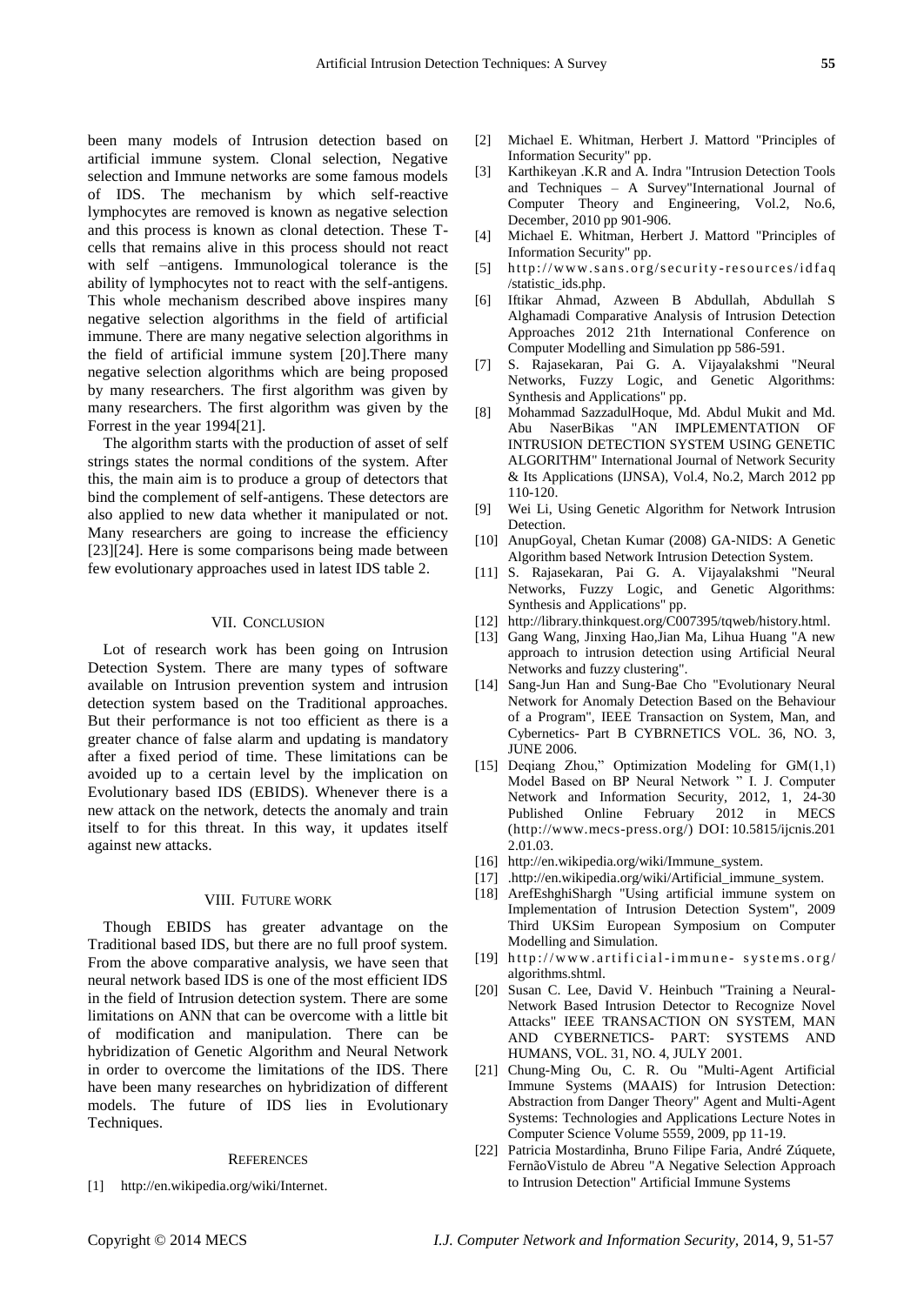been many models of Intrusion detection based on artificial immune system. Clonal selection, Negative selection and Immune networks are some famous models of IDS. The mechanism by which self-reactive lymphocytes are removed is known as negative selection and this process is known as clonal detection. These T-cells that remains alive in this process should not react with self –antigens. Immunological tolerance is the ability of lymphocytes not to react with the self-antigens. This whole mechanism described above inspires many negative selection algorithms in the field of artificial immune. There are many negative selection algorithms in the field of artificial immune system [20].There many negative selection algorithms which are being proposed by many researchers. The first algorithm was given by many researchers. The first algorithm was given by the Forrest in the year 1994[21].

The algorithm starts with the production of asset of self strings states the normal conditions of the system. After this, the main aim is to produce a group of detectors that bind the complement of self-antigens. These detectors are also applied to new data whether it manipulated or not. Many researchers are going to increase the efficiency [23][24]. Here is some comparisons being made between few evolutionary approaches used in latest IDS table 2.

## VII. Conclusion

Lot of research work has been going on Intrusion Detection System. There are many types of software available on Intrusion prevention system and intrusion detection system based on the Traditional approaches. But their performance is not too efficient as there is a greater chance of false alarm and updating is mandatory after a fixed period of time. These limitations can be avoided up to a certain level by the implication on Evolutionary based IDS (EBIDS). Whenever there is a new attack on the network, detects the anomaly and train itself to for this threat. In this way, it updates itself against new attacks.

## VIII. Future work

Though EBIDS has greater advantage on the Traditional based IDS, but there are no full proof system. From the above comparative analysis, we have seen that neural network based IDS is one of the most efficient IDS in the field of Intrusion detection system. There are some limitations on ANN that can be overcome with a little bit of modification and manipulation. There can be hybridization of Genetic Algorithm and Neural Network in order to overcome the limitations of the IDS. There have been many researches on hybridization of different models. The future of IDS lies in Evolutionary Techniques.

## References

[1] http://en.wikipedia.org/wiki/Internet.

[2] Michael E. Whitman, Herbert J. Mattord "Principles of Information Security" pp.

[3] Karthikeyan .K.R and A. Indra "Intrusion Detection Tools and Techniques – A Survey"International Journal of Computer Theory and Engineering, Vol.2, No.6, December, 2010 pp 901-906.

[4] Michael E. Whitman, Herbert J. Mattord "Principles of Information Security" pp.

[5] http://www.sans.org/security-resources/idfaq/statistic_ids.php.

[6] Iftikar Ahmad, Azween B Abdullah, Abdullah S Alghamadi Comparative Analysis of Intrusion Detection Approaches 2012 21th International Conference on Computer Modelling and Simulation pp 586-591.

[7] S. Rajasekaran, Pai G. A. Vijayalakshmi "Neural Networks, Fuzzy Logic, and Genetic Algorithms: Synthesis and Applications" pp.

[8] Mohammad SazzadulHoque, Md. Abdul Mukit and Md. Abu NaserBikas "AN IMPLEMENTATION OF INTRUSION DETECTION SYSTEM USING GENETIC ALGORITHM" International Journal of Network Security & Its Applications (IJNSA), Vol.4, No.2, March 2012 pp 110-120.

[9] Wei Li, Using Genetic Algorithm for Network Intrusion Detection.

[10] AnupGoyal, Chetan Kumar (2008) GA-NIDS: A Genetic Algorithm based Network Intrusion Detection System.

[11] S. Rajasekaran, Pai G. A. Vijayalakshmi "Neural Networks, Fuzzy Logic, and Genetic Algorithms: Synthesis and Applications" pp.

[12] http://library.thinkquest.org/C007395/tqweb/history.html.

[13] Gang Wang, Jinxing Hao,Jian Ma, Lihua Huang "A new approach to intrusion detection using Artificial Neural Networks and fuzzy clustering".

[14] Sang-Jun Han and Sung-Bae Cho "Evolutionary Neural Network for Anomaly Detection Based on the Behaviour of a Program", IEEE Transaction on System, Man, and Cybernetics- Part B CYBRNETICS VOL. 36, NO. 3, JUNE 2006.

[15] Deqiang Zhou," Optimization Modeling for GM(1,1) Model Based on BP Neural Network " I. J. Computer Network and Information Security, 2012, 1, 24-30 Published Online February 2012 in MECS (http://www.mecs-press.org/) DOI: 10.5815/ijcnis.2012.01.03.

[16] http://en.wikipedia.org/wiki/Immune_system.

[17] .http://en.wikipedia.org/wiki/Artificial_immune_system.

[18] ArefEshghiShargh "Using artificial immune system on Implementation of Intrusion Detection System", 2009 Third UKSim European Symposium on Computer Modelling and Simulation.

[19] http://www.artificial-immune- systems.org/algorithms.shtml.

[20] Susan C. Lee, David V. Heinbuch "Training a Neural-Network Based Intrusion Detector to Recognize Novel Attacks" IEEE TRANSACTION ON SYSTEM, MAN AND CYBERNETICS- PART: SYSTEMS AND HUMANS, VOL. 31, NO. 4, JULY 2001.

[21] Chung-Ming Ou, C. R. Ou "Multi-Agent Artificial Immune Systems (MAAIS) for Intrusion Detection: Abstraction from Danger Theory" Agent and Multi-Agent Systems: Technologies and Applications Lecture Notes in Computer Science Volume 5559, 2009, pp 11-19.

[22] Patricia Mostardinha, Bruno Filipe Faria, André Zúquete, FernãoVistulo de Abreu "A Negative Selection Approach to Intrusion Detection" Artificial Immune Systems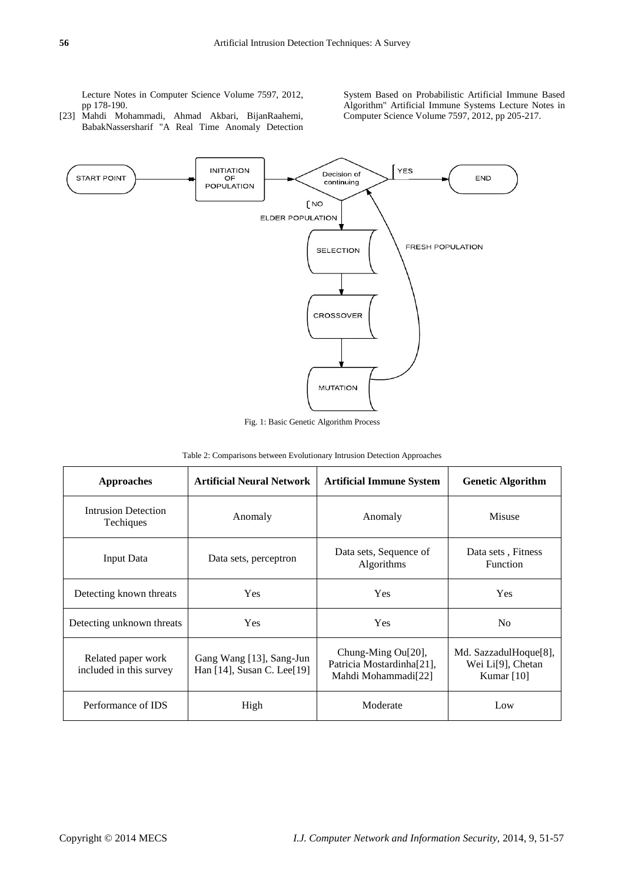Lecture Notes in Computer Science Volume 7597, 2012, pp 178-190.

[23] Mahdi Mohammadi, Ahmad Akbari, BijanRaahemi, BabakNassersharif "A Real Time Anomaly Detection System Based on Probabilistic Artificial Immune Based Algorithm" Artificial Immune Systems Lecture Notes in Computer Science Volume 7597, 2012, pp 205-217.

Fig. 1: Basic Genetic Algorithm Process

Table 2: Comparisons between Evolutionary Intrusion Detection Approaches

| Approaches | Artificial Neural Network | Artificial Immune System | Genetic Algorithm |
|---|---|---|---|
| Intrusion Detection Techiques | Anomaly | Anomaly | Misuse |
| Input Data | Data sets, perceptron | Data sets, Sequence of Algorithms | Data sets , Fitness Function |
| Detecting known threats | Yes | Yes | Yes |
| Detecting unknown threats | Yes | Yes | No |
| Related paper work included in this survey | Gang Wang [13], Sang-Jun Han [14], Susan C. Lee[19] | Chung-Ming Ou[20], Patricia Mostardinha[21], Mahdi Mohammadi[22] | Md. SazzadulHoque[8], Wei Li[9], Chetan Kumar [10] |
| Performance of IDS | High | Moderate | Low |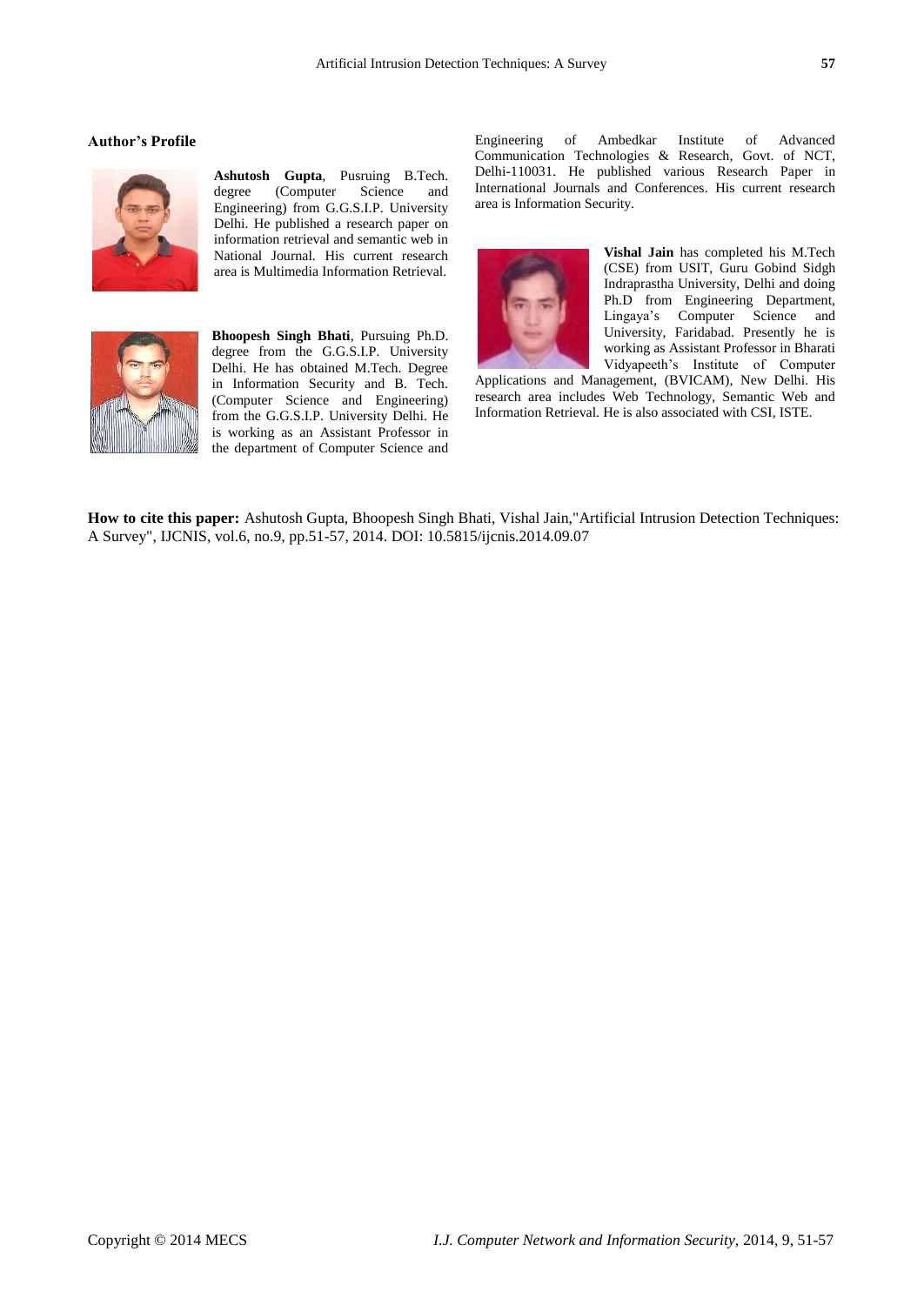## Author's Profile

**Ashutosh Gupta**, Pusruing B.Tech. degree (Computer Science and Engineering) from G.G.S.I.P. University Delhi. He published a research paper on information retrieval and semantic web in National Journal. His current research area is Multimedia Information Retrieval.

**Bhoopesh Singh Bhati**, Pursuing Ph.D. degree from the G.G.S.I.P. University Delhi. He has obtained M.Tech. Degree in Information Security and B. Tech. (Computer Science and Engineering) from the G.G.S.I.P. University Delhi. He is working as an Assistant Professor in the department of Computer Science and Engineering of Ambedkar Institute of Advanced Communication Technologies & Research, Govt. of NCT, Delhi-110031. He published various Research Paper in International Journals and Conferences. His current research area is Information Security.

**Vishal Jain** has completed his M.Tech (CSE) from USIT, Guru Gobind Sidgh Indraprastha University, Delhi and doing Ph.D from Engineering Department, Lingaya's Computer Science and University, Faridabad. Presently he is working as Assistant Professor in Bharati Vidyapeeth's Institute of Computer Applications and Management, (BVICAM), New Delhi. His research area includes Web Technology, Semantic Web and Information Retrieval. He is also associated with CSI, ISTE.

**How to cite this paper:** Ashutosh Gupta, Bhoopesh Singh Bhati, Vishal Jain,"Artificial Intrusion Detection Techniques: A Survey", IJCNIS, vol.6, no.9, pp.51-57, 2014. DOI: 10.5815/ijcnis.2014.09.07